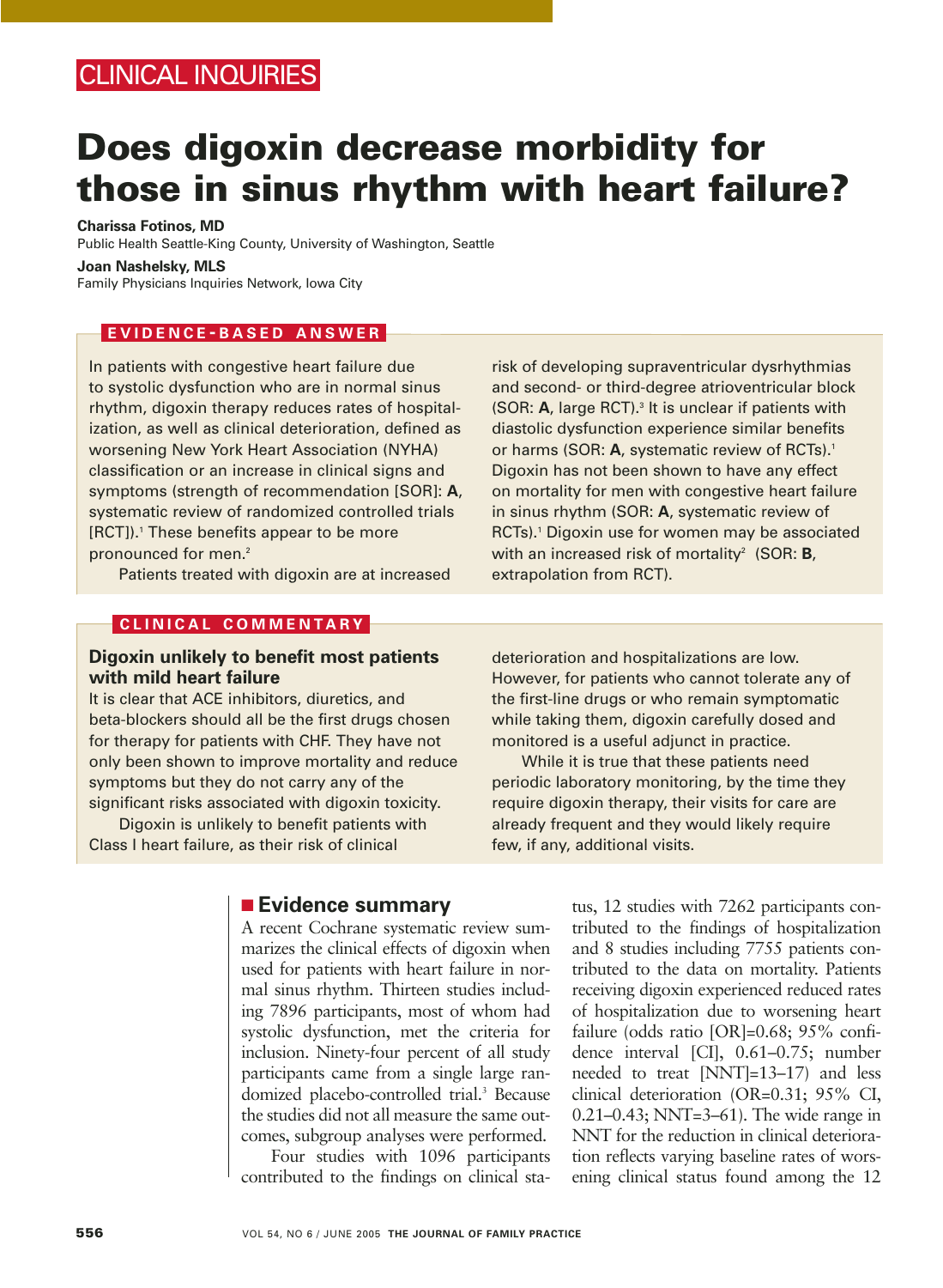CLINICAL INQUIRIES

# Does digoxin decrease morbidity for those in sinus rhythm with heart failure?

**Charissa Fotinos, MD**
Public Health Seattle-King County, University of Washington, Seattle

**Joan Nashelsky, MLS**
Family Physicians Inquiries Network, Iowa City

## EVIDENCE-BASED ANSWER

In patients with congestive heart failure due to systolic dysfunction who are in normal sinus rhythm, digoxin therapy reduces rates of hospitalization, as well as clinical deterioration, defined as worsening New York Heart Association (NYHA) classification or an increase in clinical signs and symptoms (strength of recommendation [SOR]: **A**, systematic review of randomized controlled trials [RCT]).[1] These benefits appear to be more pronounced for men.[2]

Patients treated with digoxin are at increased risk of developing supraventricular dysrhythmias and second- or third-degree atrioventricular block (SOR: **A**, large RCT).[3] It is unclear if patients with diastolic dysfunction experience similar benefits or harms (SOR: **A**, systematic review of RCTs).[1] Digoxin has not been shown to have any effect on mortality for men with congestive heart failure in sinus rhythm (SOR: **A**, systematic review of RCTs).[1] Digoxin use for women may be associated with an increased risk of mortality[2] (SOR: **B**, extrapolation from RCT).

## CLINICAL COMMENTARY

### Digoxin unlikely to benefit most patients with mild heart failure

It is clear that ACE inhibitors, diuretics, and beta-blockers should all be the first drugs chosen for therapy for patients with CHF. They have not only been shown to improve mortality and reduce symptoms but they do not carry any of the significant risks associated with digoxin toxicity.

Digoxin is unlikely to benefit patients with Class I heart failure, as their risk of clinical deterioration and hospitalizations are low. However, for patients who cannot tolerate any of the first-line drugs or who remain symptomatic while taking them, digoxin carefully dosed and monitored is a useful adjunct in practice.

While it is true that these patients need periodic laboratory monitoring, by the time they require digoxin therapy, their visits for care are already frequent and they would likely require few, if any, additional visits.

## Evidence summary

A recent Cochrane systematic review summarizes the clinical effects of digoxin when used for patients with heart failure in normal sinus rhythm. Thirteen studies including 7896 participants, most of whom had systolic dysfunction, met the criteria for inclusion. Ninety-four percent of all study participants came from a single large randomized placebo-controlled trial.[3] Because the studies did not all measure the same outcomes, subgroup analyses were performed.

Four studies with 1096 participants contributed to the findings on clinical status, 12 studies with 7262 participants contributed to the findings of hospitalization and 8 studies including 7755 patients contributed to the data on mortality. Patients receiving digoxin experienced reduced rates of hospitalization due to worsening heart failure (odds ratio [OR]=0.68; 95% confidence interval [CI], 0.61–0.75; number needed to treat [NNT]=13–17) and less clinical deterioration (OR=0.31; 95% CI, 0.21–0.43; NNT=3–61). The wide range in NNT for the reduction in clinical deterioration reflects varying baseline rates of worsening clinical status found among the 12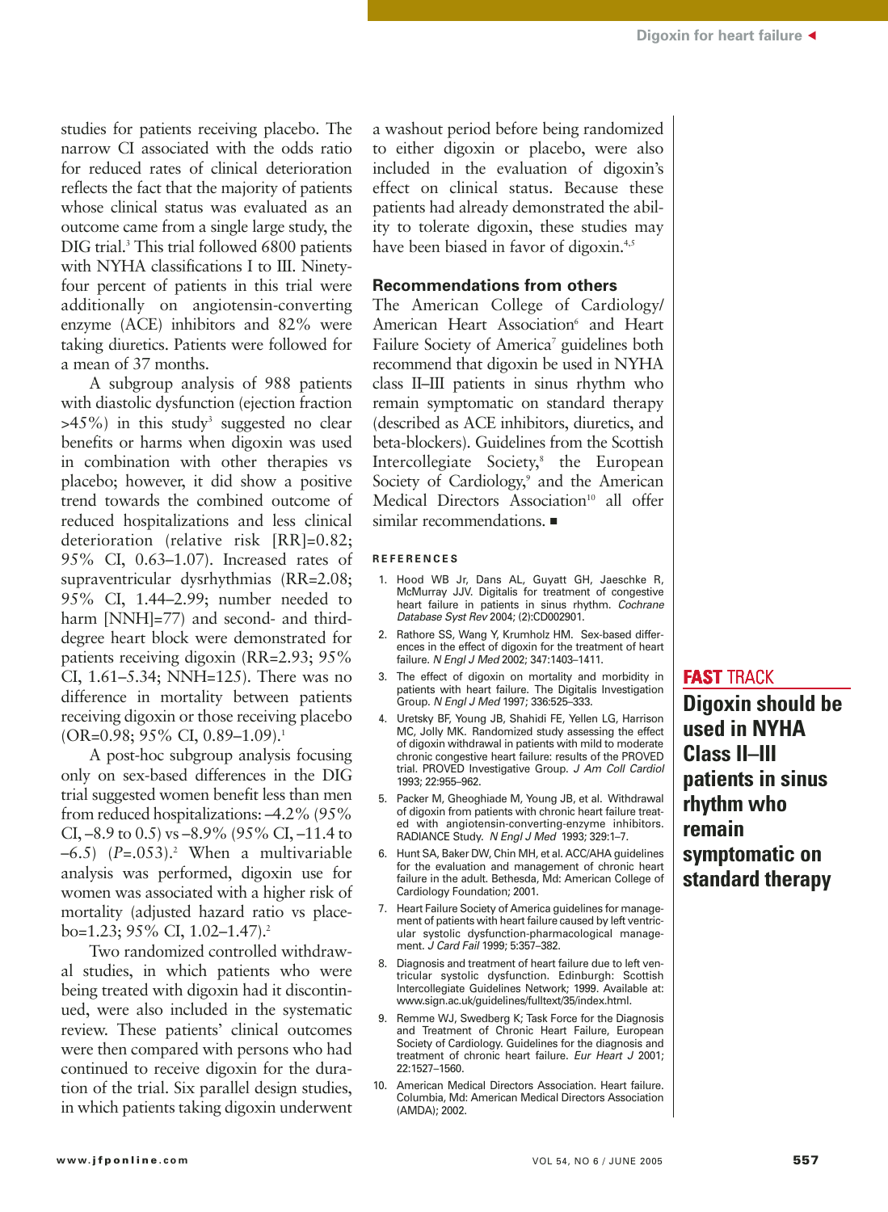studies for patients receiving placebo. The narrow CI associated with the odds ratio for reduced rates of clinical deterioration reflects the fact that the majority of patients whose clinical status was evaluated as an outcome came from a single large study, the DIG trial.[3] This trial followed 6800 patients with NYHA classifications I to III. Ninety-four percent of patients in this trial were additionally on angiotensin-converting enzyme (ACE) inhibitors and 82% were taking diuretics. Patients were followed for a mean of 37 months.

A subgroup analysis of 988 patients with diastolic dysfunction (ejection fraction >45%) in this study[3] suggested no clear benefits or harms when digoxin was used in combination with other therapies vs placebo; however, it did show a positive trend towards the combined outcome of reduced hospitalizations and less clinical deterioration (relative risk [RR]=0.82; 95% CI, 0.63–1.07). Increased rates of supraventricular dysrhythmias (RR=2.08; 95% CI, 1.44–2.99; number needed to harm [NNH]=77) and second- and third-degree heart block were demonstrated for patients receiving digoxin (RR=2.93; 95% CI, 1.61–5.34; NNH=125). There was no difference in mortality between patients receiving digoxin or those receiving placebo (OR=0.98; 95% CI, 0.89–1.09).[1]

A post-hoc subgroup analysis focusing only on sex-based differences in the DIG trial suggested women benefit less than men from reduced hospitalizations: –4.2% (95% CI, –8.9 to 0.5) vs –8.9% (95% CI, –11.4 to –6.5) ($P$=.053).[2] When a multivariable analysis was performed, digoxin use for women was associated with a higher risk of mortality (adjusted hazard ratio vs placebo=1.23; 95% CI, 1.02–1.47).[2]

Two randomized controlled withdrawal studies, in which patients who were being treated with digoxin had it discontinued, were also included in the systematic review. These patients' clinical outcomes were then compared with persons who had continued to receive digoxin for the duration of the trial. Six parallel design studies, in which patients taking digoxin underwent a washout period before being randomized to either digoxin or placebo, were also included in the evaluation of digoxin's effect on clinical status. Because these patients had already demonstrated the ability to tolerate digoxin, these studies may have been biased in favor of digoxin.[4,5]

## Recommendations from others

The American College of Cardiology/American Heart Association[6] and Heart Failure Society of America[7] guidelines both recommend that digoxin be used in NYHA class II–III patients in sinus rhythm who remain symptomatic on standard therapy (described as ACE inhibitors, diuretics, and beta-blockers). Guidelines from the Scottish Intercollegiate Society,[8] the European Society of Cardiology,[9] and the American Medical Directors Association[10] all offer similar recommendations. ■

**FAST TRACK**

**Digoxin should be used in NYHA Class II–III patients in sinus rhythm who remain symptomatic on standard therapy**

### REFERENCES

1. Hood WB Jr, Dans AL, Guyatt GH, Jaeschke R, McMurray JJV. Digitalis for treatment of congestive heart failure in patients in sinus rhythm. *Cochrane Database Syst Rev* 2004; (2):CD002901.
2. Rathore SS, Wang Y, Krumholz HM. Sex-based differences in the effect of digoxin for the treatment of heart failure. *N Engl J Med* 2002; 347:1403–1411.
3. The effect of digoxin on mortality and morbidity in patients with heart failure. The Digitalis Investigation Group. *N Engl J Med* 1997; 336:525–333.
4. Uretsky BF, Young JB, Shahidi FE, Yellen LG, Harrison MC, Jolly MK. Randomized study assessing the effect of digoxin withdrawal in patients with mild to moderate chronic congestive heart failure: results of the PROVED trial. PROVED Investigative Group. *J Am Coll Cardiol* 1993; 22:955–962.
5. Packer M, Gheoghiade M, Young JB, et al. Withdrawal of digoxin from patients with chronic heart failure treated with angiotensin-converting-enzyme inhibitors. RADIANCE Study. *N Engl J Med* 1993; 329:1–7.
6. Hunt SA, Baker DW, Chin MH, et al. ACC/AHA guidelines for the evaluation and management of chronic heart failure in the adult. Bethesda, Md: American College of Cardiology Foundation; 2001.
7. Heart Failure Society of America guidelines for management of patients with heart failure caused by left ventricular systolic dysfunction-pharmacological management. *J Card Fail* 1999; 5:357–382.
8. Diagnosis and treatment of heart failure due to left ventricular systolic dysfunction. Edinburgh: Scottish Intercollegiate Guidelines Network; 1999. Available at: www.sign.ac.uk/guidelines/fulltext/35/index.html.
9. Remme WJ, Swedberg K; Task Force for the Diagnosis and Treatment of Chronic Heart Failure, European Society of Cardiology. Guidelines for the diagnosis and treatment of chronic heart failure. *Eur Heart J* 2001; 22:1527–1560.
10. American Medical Directors Association. Heart failure. Columbia, Md: American Medical Directors Association (AMDA); 2002.